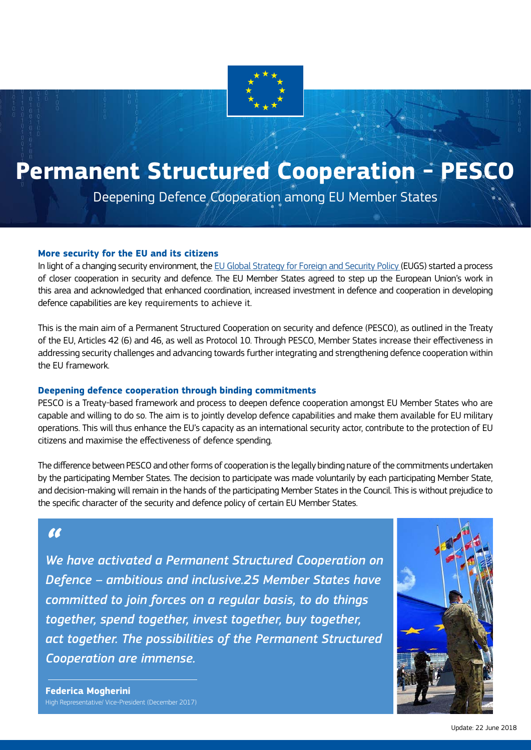# Permanent Structured Cooperation - PESCO

Deepening Defence Cooperation among EU Member States

### More security for the EU and its citizens

In light of a changing security environment, the [EU Global Strategy for Foreign and Security Policy](#) (EUGS) started a process of closer cooperation in security and defence. The EU Member States agreed to step up the European Union's work in this area and acknowledged that enhanced coordination, increased investment in defence and cooperation in developing defence capabilities are key requirements to achieve it.

This is the main aim of a Permanent Structured Cooperation on security and defence (PESCO), as outlined in the Treaty of the EU, Articles 42 (6) and 46, as well as Protocol 10. Through PESCO, Member States increase their effectiveness in addressing security challenges and advancing towards further integrating and strengthening defence cooperation within the EU framework.

### Deepening defence cooperation through binding commitments

PESCO is a Treaty-based framework and process to deepen defence cooperation amongst EU Member States who are capable and willing to do so. The aim is to jointly develop defence capabilities and make them available for EU military operations. This will thus enhance the EU's capacity as an international security actor, contribute to the protection of EU citizens and maximise the effectiveness of defence spending.

The difference between PESCO and other forms of cooperation is the legally binding nature of the commitments undertaken by the participating Member States. The decision to participate was made voluntarily by each participating Member State, and decision-making will remain in the hands of the participating Member States in the Council. This is without prejudice to the specific character of the security and defence policy of certain EU Member States.

> *"We have activated a Permanent Structured Cooperation on Defence – ambitious and inclusive.25 Member States have committed to join forces on a regular basis, to do things together, spend together, invest together, buy together, act together. The possibilities of the Permanent Structured Cooperation are immense.*
>
> **Federica Mogherini**
> High Representative/ Vice-President (December 2017)

Update: 22 June 2018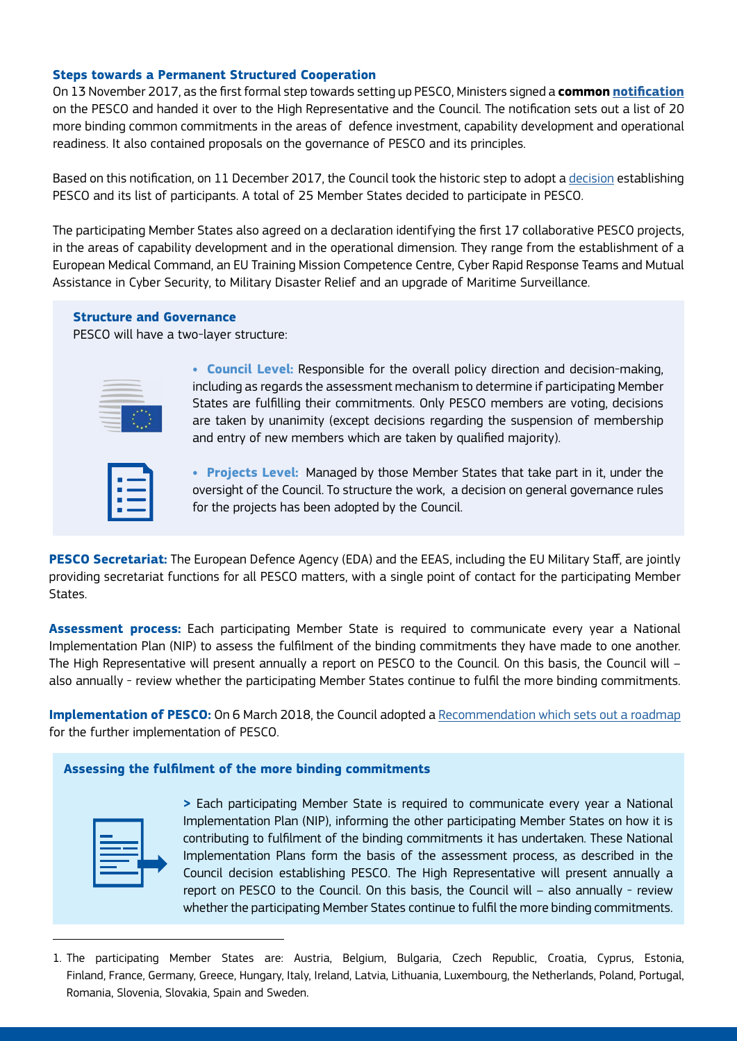### Steps towards a Permanent Structured Cooperation

On 13 November 2017, as the first formal step towards setting up PESCO, Ministers signed a **common notification** on the PESCO and handed it over to the High Representative and the Council. The notification sets out a list of 20 more binding common commitments in the areas of defence investment, capability development and operational readiness. It also contained proposals on the governance of PESCO and its principles.

Based on this notification, on 11 December 2017, the Council took the historic step to adopt a decision establishing PESCO and its list of participants. A total of 25 Member States decided to participate in PESCO.

The participating Member States also agreed on a declaration identifying the first 17 collaborative PESCO projects, in the areas of capability development and in the operational dimension. They range from the establishment of a European Medical Command, an EU Training Mission Competence Centre, Cyber Rapid Response Teams and Mutual Assistance in Cyber Security, to Military Disaster Relief and an upgrade of Maritime Surveillance.

### Structure and Governance

PESCO will have a two-layer structure:

- **Council Level:** Responsible for the overall policy direction and decision-making, including as regards the assessment mechanism to determine if participating Member States are fulfilling their commitments. Only PESCO members are voting, decisions are taken by unanimity (except decisions regarding the suspension of membership and entry of new members which are taken by qualified majority).
- **Projects Level:** Managed by those Member States that take part in it, under the oversight of the Council. To structure the work, a decision on general governance rules for the projects has been adopted by the Council.

**PESCO Secretariat:** The European Defence Agency (EDA) and the EEAS, including the EU Military Staff, are jointly providing secretariat functions for all PESCO matters, with a single point of contact for the participating Member States.

**Assessment process:** Each participating Member State is required to communicate every year a National Implementation Plan (NIP) to assess the fulfilment of the binding commitments they have made to one another. The High Representative will present annually a report on PESCO to the Council. On this basis, the Council will – also annually - review whether the participating Member States continue to fulfil the more binding commitments.

**Implementation of PESCO:** On 6 March 2018, the Council adopted a Recommendation which sets out a roadmap for the further implementation of PESCO.

### Assessing the fulfilment of the more binding commitments

> Each participating Member State is required to communicate every year a National Implementation Plan (NIP), informing the other participating Member States on how it is contributing to fulfilment of the binding commitments it has undertaken. These National Implementation Plans form the basis of the assessment process, as described in the Council decision establishing PESCO. The High Representative will present annually a report on PESCO to the Council. On this basis, the Council will – also annually - review whether the participating Member States continue to fulfil the more binding commitments.

---

1. The participating Member States are: Austria, Belgium, Bulgaria, Czech Republic, Croatia, Cyprus, Estonia, Finland, France, Germany, Greece, Hungary, Italy, Ireland, Latvia, Lithuania, Luxembourg, the Netherlands, Poland, Portugal, Romania, Slovenia, Slovakia, Spain and Sweden.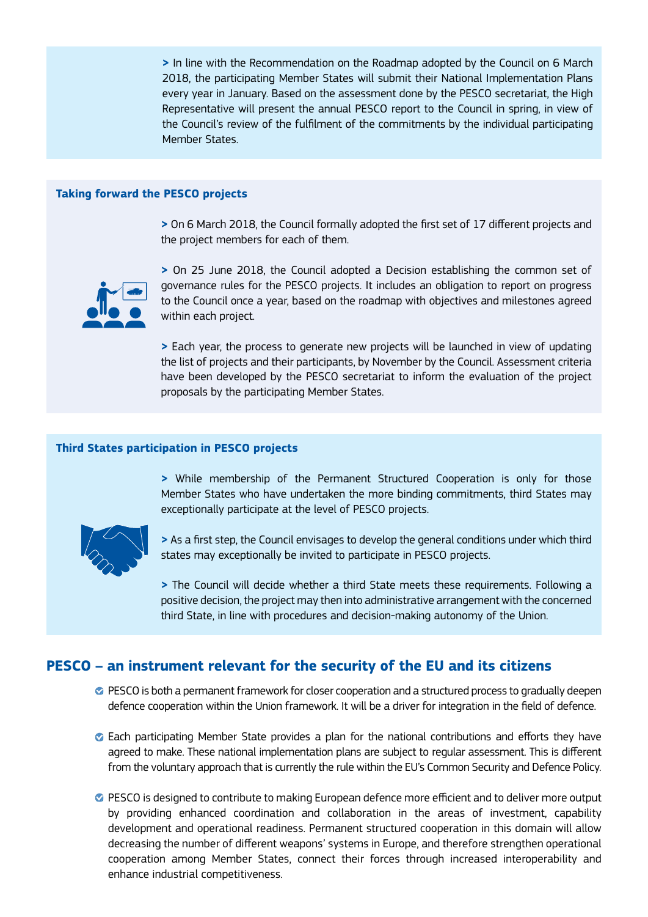> In line with the Recommendation on the Roadmap adopted by the Council on 6 March 2018, the participating Member States will submit their National Implementation Plans every year in January. Based on the assessment done by the PESCO secretariat, the High Representative will present the annual PESCO report to the Council in spring, in view of the Council's review of the fulfilment of the commitments by the individual participating Member States.

**Taking forward the PESCO projects**

> On 6 March 2018, the Council formally adopted the first set of 17 different projects and the project members for each of them.

> On 25 June 2018, the Council adopted a Decision establishing the common set of governance rules for the PESCO projects. It includes an obligation to report on progress to the Council once a year, based on the roadmap with objectives and milestones agreed within each project.

> Each year, the process to generate new projects will be launched in view of updating the list of projects and their participants, by November by the Council. Assessment criteria have been developed by the PESCO secretariat to inform the evaluation of the project proposals by the participating Member States.

**Third States participation in PESCO projects**

> While membership of the Permanent Structured Cooperation is only for those Member States who have undertaken the more binding commitments, third States may exceptionally participate at the level of PESCO projects.

> As a first step, the Council envisages to develop the general conditions under which third states may exceptionally be invited to participate in PESCO projects.

> The Council will decide whether a third State meets these requirements. Following a positive decision, the project may then into administrative arrangement with the concerned third State, in line with procedures and decision-making autonomy of the Union.

## PESCO – an instrument relevant for the security of the EU and its citizens

- PESCO is both a permanent framework for closer cooperation and a structured process to gradually deepen defence cooperation within the Union framework. It will be a driver for integration in the field of defence.

- Each participating Member State provides a plan for the national contributions and efforts they have agreed to make. These national implementation plans are subject to regular assessment. This is different from the voluntary approach that is currently the rule within the EU's Common Security and Defence Policy.

- PESCO is designed to contribute to making European defence more efficient and to deliver more output by providing enhanced coordination and collaboration in the areas of investment, capability development and operational readiness. Permanent structured cooperation in this domain will allow decreasing the number of different weapons' systems in Europe, and therefore strengthen operational cooperation among Member States, connect their forces through increased interoperability and enhance industrial competitiveness.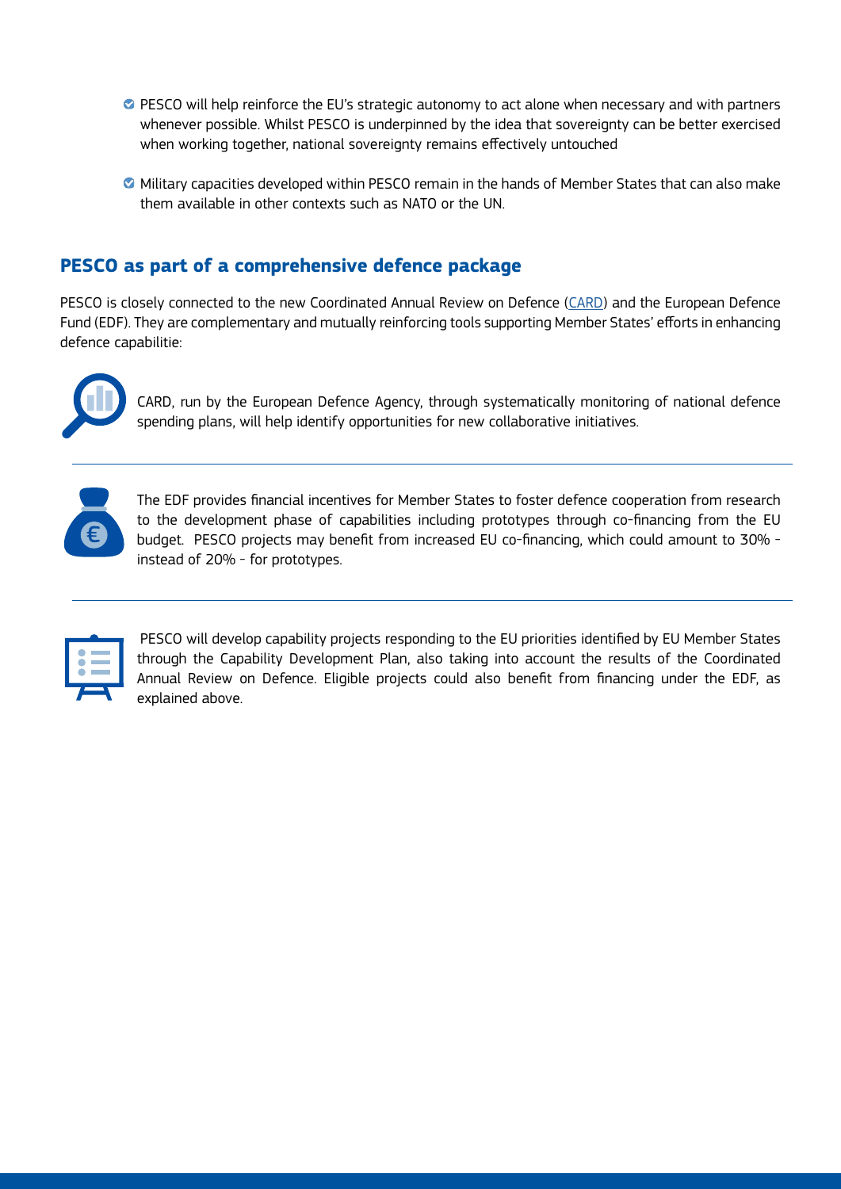- PESCO will help reinforce the EU's strategic autonomy to act alone when necessary and with partners whenever possible. Whilst PESCO is underpinned by the idea that sovereignty can be better exercised when working together, national sovereignty remains effectively untouched
- Military capacities developed within PESCO remain in the hands of Member States that can also make them available in other contexts such as NATO or the UN.

## PESCO as part of a comprehensive defence package

PESCO is closely connected to the new Coordinated Annual Review on Defence (CARD) and the European Defence Fund (EDF). They are complementary and mutually reinforcing tools supporting Member States' efforts in enhancing defence capabilitie:

CARD, run by the European Defence Agency, through systematically monitoring of national defence spending plans, will help identify opportunities for new collaborative initiatives.

---

The EDF provides financial incentives for Member States to foster defence cooperation from research to the development phase of capabilities including prototypes through co-financing from the EU budget. PESCO projects may benefit from increased EU co-financing, which could amount to 30% - instead of 20% - for prototypes.

---

PESCO will develop capability projects responding to the EU priorities identified by EU Member States through the Capability Development Plan, also taking into account the results of the Coordinated Annual Review on Defence. Eligible projects could also benefit from financing under the EDF, as explained above.